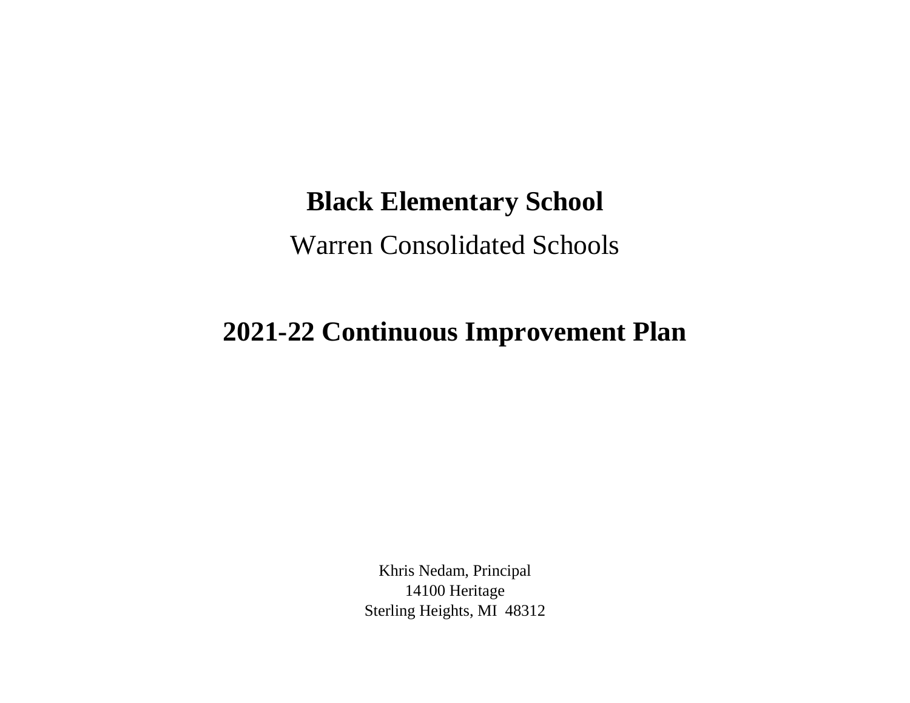# Black Elementary School

Warren Consolidated Schools

## 2021-22 Continuous Improvement Plan

Khris Nedam, Principal
14100 Heritage
Sterling Heights, MI 48312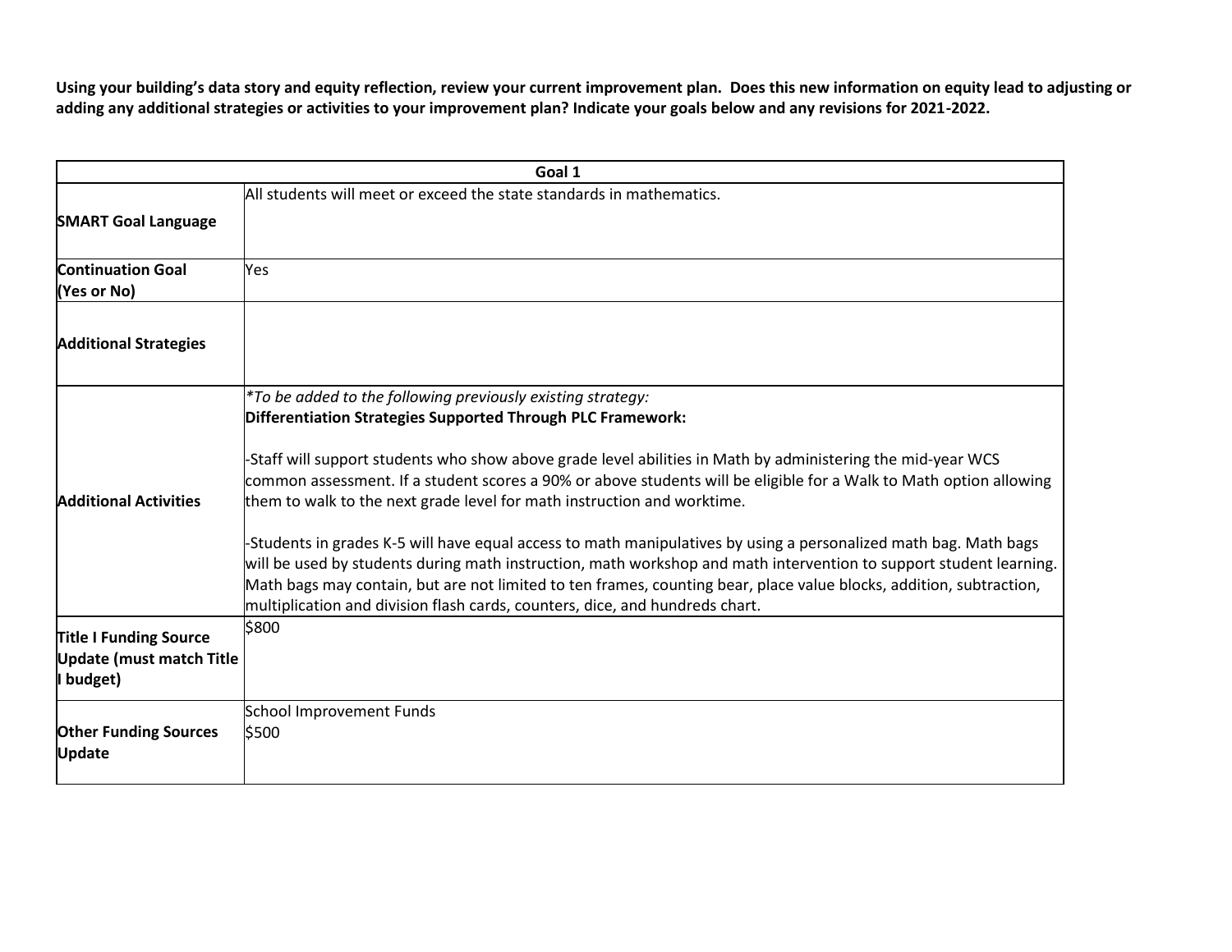**Using your building's data story and equity reflection, review your current improvement plan. Does this new information on equity lead to adjusting or adding any additional strategies or activities to your improvement plan? Indicate your goals below and any revisions for 2021-2022.**

| **Goal 1** | |
|---|---|
| **SMART Goal Language** | All students will meet or exceed the state standards in mathematics. |
| **Continuation Goal (Yes or No)** | Yes |
| **Additional Strategies** | |
| **Additional Activities** | *\*To be added to the following previously existing strategy:*<br>**Differentiation Strategies Supported Through PLC Framework:**<br><br>-Staff will support students who show above grade level abilities in Math by administering the mid-year WCS common assessment. If a student scores a 90% or above students will be eligible for a Walk to Math option allowing them to walk to the next grade level for math instruction and worktime.<br><br>-Students in grades K-5 will have equal access to math manipulatives by using a personalized math bag. Math bags will be used by students during math instruction, math workshop and math intervention to support student learning. Math bags may contain, but are not limited to ten frames, counting bear, place value blocks, addition, subtraction, multiplication and division flash cards, counters, dice, and hundreds chart. |
| **Title I Funding Source Update (must match Title I budget)** | $800 |
| **Other Funding Sources Update** | School Improvement Funds<br>$500 |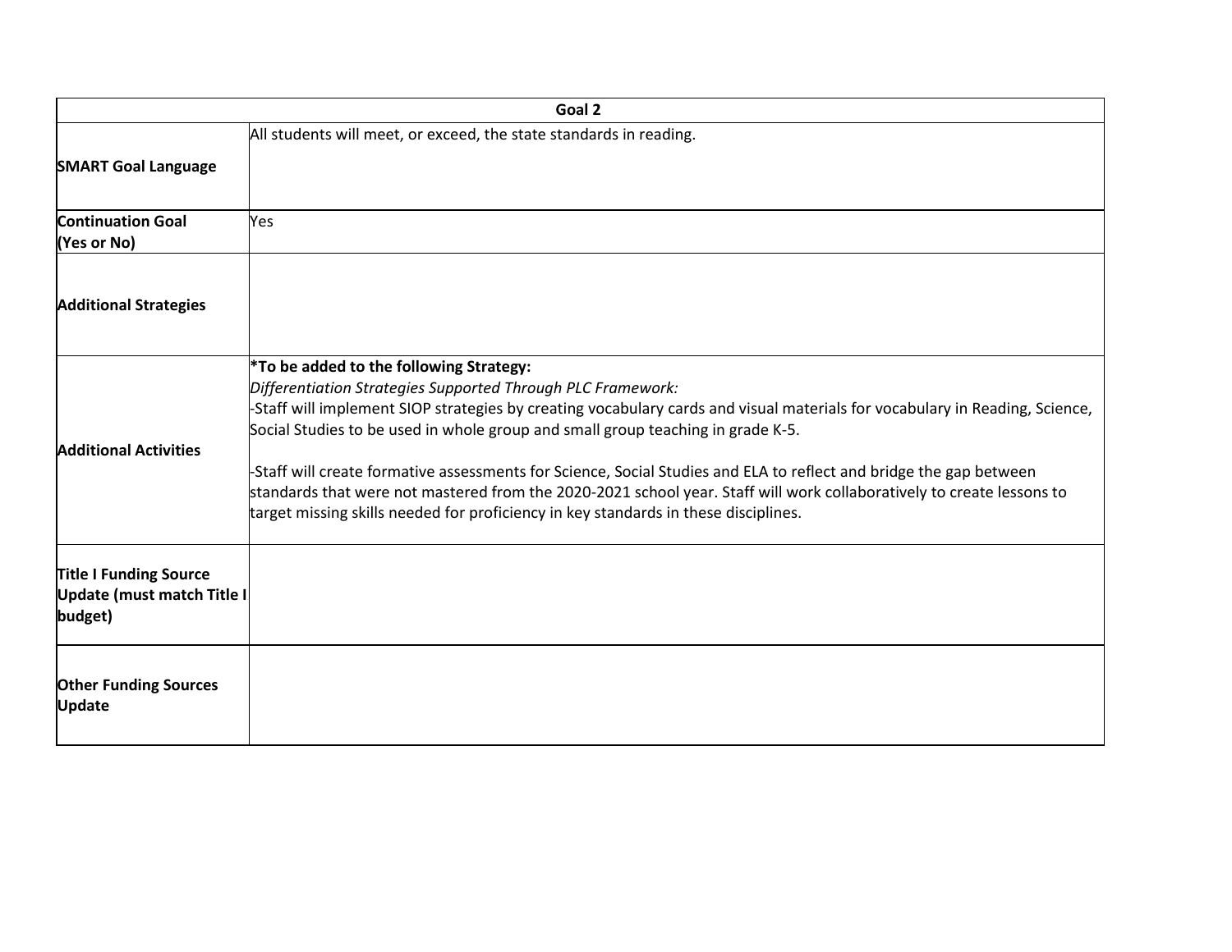| Goal 2 | |
|---|---|
| **SMART Goal Language** | All students will meet, or exceed, the state standards in reading. |
| **Continuation Goal (Yes or No)** | Yes |
| **Additional Strategies** | |
| **Additional Activities** | ***To be added to the following Strategy:**<br>*Differentiation Strategies Supported Through PLC Framework:*<br>-Staff will implement SIOP strategies by creating vocabulary cards and visual materials for vocabulary in Reading, Science, Social Studies to be used in whole group and small group teaching in grade K-5.<br><br>-Staff will create formative assessments for Science, Social Studies and ELA to reflect and bridge the gap between standards that were not mastered from the 2020-2021 school year. Staff will work collaboratively to create lessons to target missing skills needed for proficiency in key standards in these disciplines. |
| **Title I Funding Source Update (must match Title I budget)** | |
| **Other Funding Sources Update** | |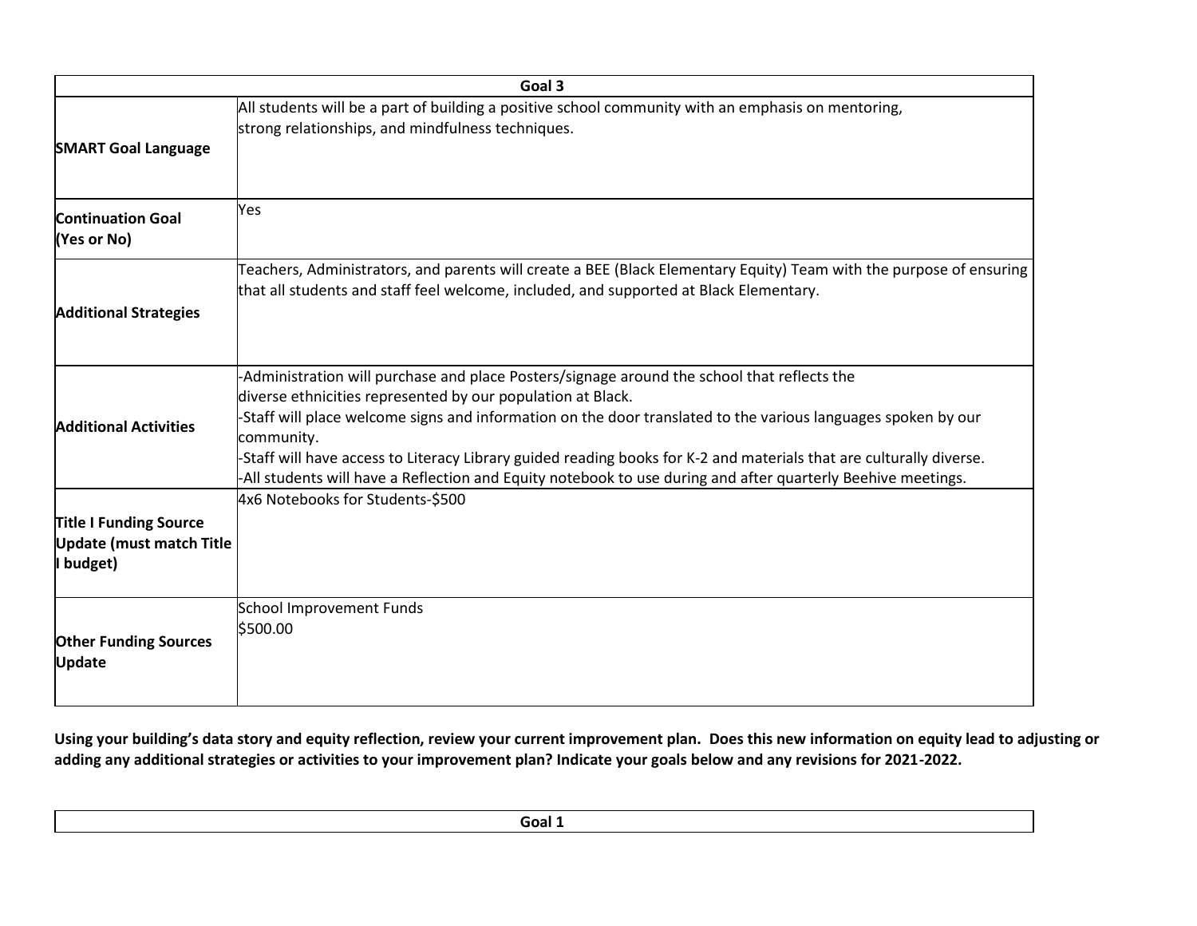| Goal 3 | |
|---|---|
| **SMART Goal Language** | All students will be a part of building a positive school community with an emphasis on mentoring, strong relationships, and mindfulness techniques. |
| **Continuation Goal (Yes or No)** | Yes |
| **Additional Strategies** | Teachers, Administrators, and parents will create a BEE (Black Elementary Equity) Team with the purpose of ensuring that all students and staff feel welcome, included, and supported at Black Elementary. |
| **Additional Activities** | -Administration will purchase and place Posters/signage around the school that reflects the diverse ethnicities represented by our population at Black.<br>-Staff will place welcome signs and information on the door translated to the various languages spoken by our community.<br>-Staff will have access to Literacy Library guided reading books for K-2 and materials that are culturally diverse.<br>-All students will have a Reflection and Equity notebook to use during and after quarterly Beehive meetings. |
| **Title I Funding Source Update (must match Title I budget)** | 4x6 Notebooks for Students-$500 |
| **Other Funding Sources Update** | School Improvement Funds<br>$500.00 |

**Using your building's data story and equity reflection, review your current improvement plan. Does this new information on equity lead to adjusting or adding any additional strategies or activities to your improvement plan? Indicate your goals below and any revisions for 2021-2022.**

| Goal 1 |
|---|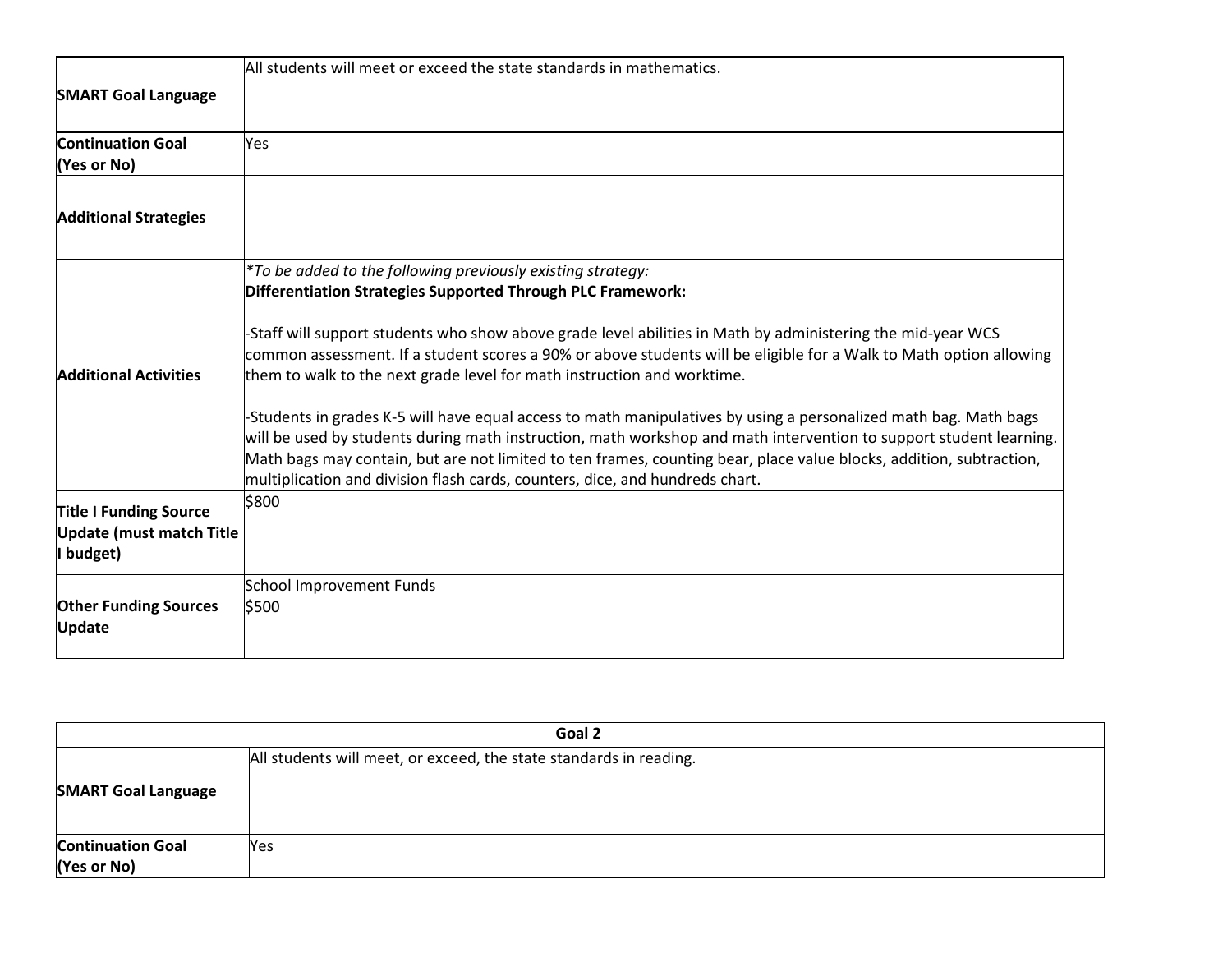| | |
|---|---|
| **SMART Goal Language** | All students will meet or exceed the state standards in mathematics. |
| **Continuation Goal (Yes or No)** | Yes |
| **Additional Strategies** | |
| **Additional Activities** | *\*To be added to the following previously existing strategy:*<br>**Differentiation Strategies Supported Through PLC Framework:**<br><br>-Staff will support students who show above grade level abilities in Math by administering the mid-year WCS common assessment. If a student scores a 90% or above students will be eligible for a Walk to Math option allowing them to walk to the next grade level for math instruction and worktime.<br><br>-Students in grades K-5 will have equal access to math manipulatives by using a personalized math bag. Math bags will be used by students during math instruction, math workshop and math intervention to support student learning. Math bags may contain, but are not limited to ten frames, counting bear, place value blocks, addition, subtraction, multiplication and division flash cards, counters, dice, and hundreds chart. |
| **Title I Funding Source Update (must match Title I budget)** | $800 |
| **Other Funding Sources Update** | School Improvement Funds<br>$500 |

| **Goal 2** | |
|---|---|
| **SMART Goal Language** | All students will meet, or exceed, the state standards in reading. |
| **Continuation Goal (Yes or No)** | Yes |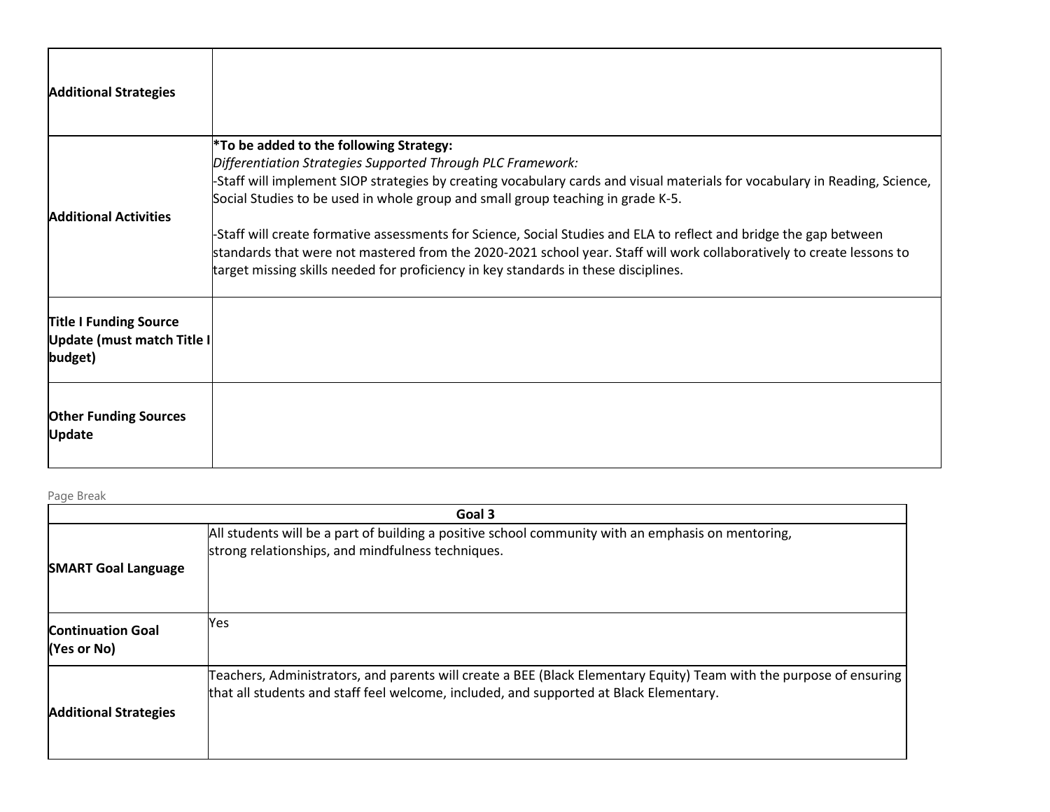| Additional Strategies | |
|---|---|
| Additional Activities | **\*To be added to the following Strategy:**<br>*Differentiation Strategies Supported Through PLC Framework:*<br>-Staff will implement SIOP strategies by creating vocabulary cards and visual materials for vocabulary in Reading, Science, Social Studies to be used in whole group and small group teaching in grade K-5.<br><br>-Staff will create formative assessments for Science, Social Studies and ELA to reflect and bridge the gap between standards that were not mastered from the 2020-2021 school year. Staff will work collaboratively to create lessons to target missing skills needed for proficiency in key standards in these disciplines. |
| Title I Funding Source Update (must match Title I budget) | |
| Other Funding Sources Update | |

| Goal 3 | |
|---|---|
| **SMART Goal Language** | All students will be a part of building a positive school community with an emphasis on mentoring, strong relationships, and mindfulness techniques. |
| **Continuation Goal (Yes or No)** | Yes |
| **Additional Strategies** | Teachers, Administrators, and parents will create a BEE (Black Elementary Equity) Team with the purpose of ensuring that all students and staff feel welcome, included, and supported at Black Elementary. |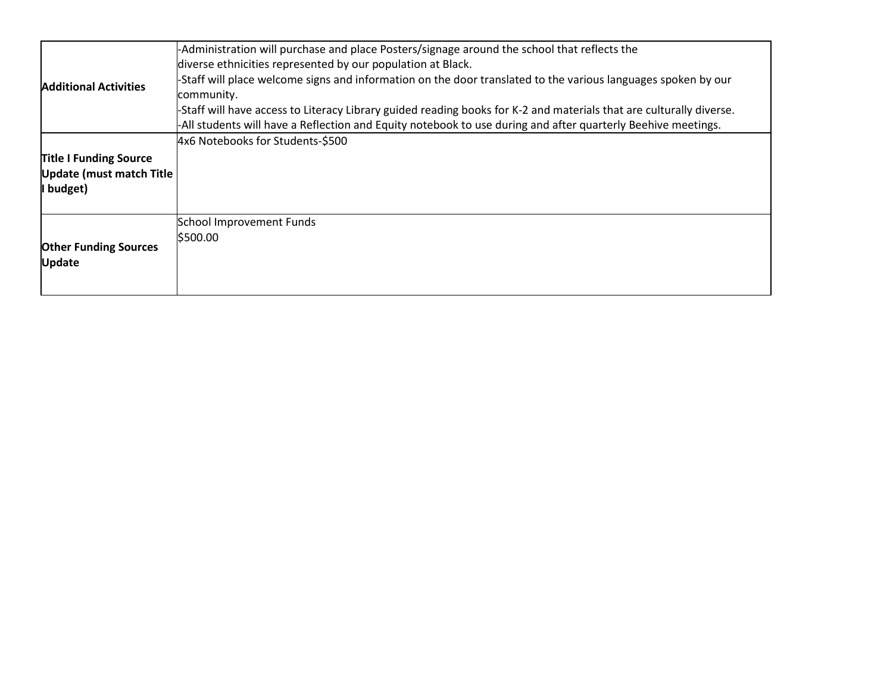| | |
|---|---|
| **Additional Activities** | -Administration will purchase and place Posters/signage around the school that reflects the diverse ethnicities represented by our population at Black.<br>-Staff will place welcome signs and information on the door translated to the various languages spoken by our community.<br>-Staff will have access to Literacy Library guided reading books for K-2 and materials that are culturally diverse.<br>-All students will have a Reflection and Equity notebook to use during and after quarterly Beehive meetings. |
| **Title I Funding Source Update (must match Title I budget)** | 4x6 Notebooks for Students-$500 |
| **Other Funding Sources Update** | School Improvement Funds<br>$500.00 |